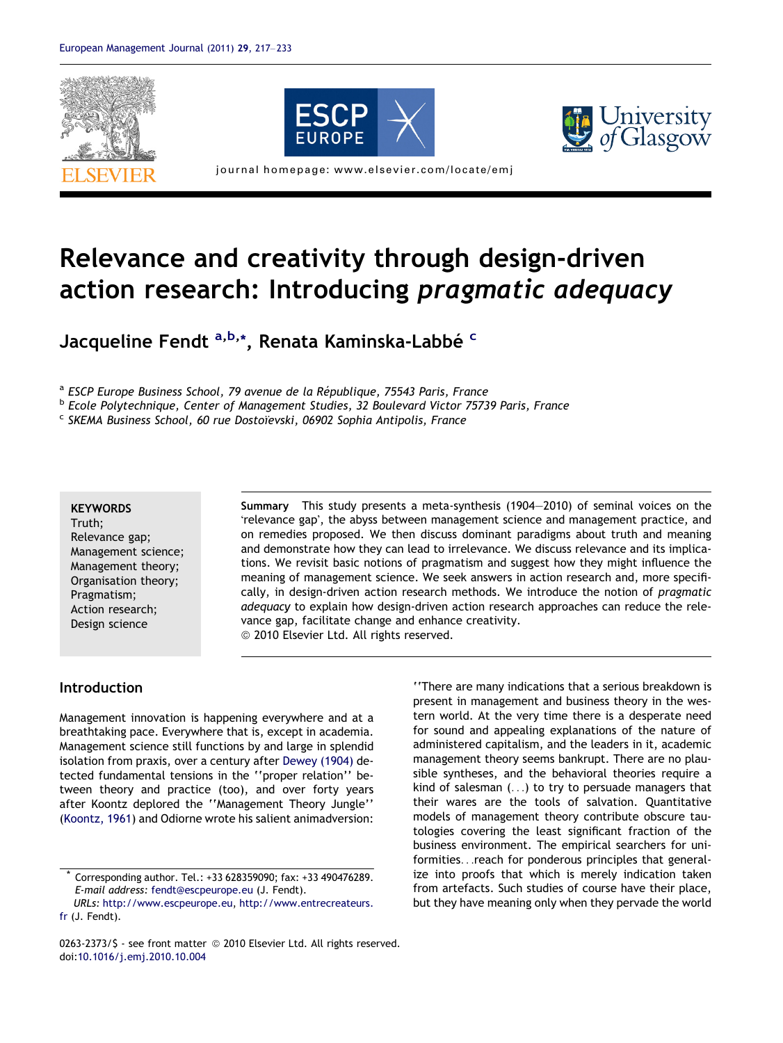# Relevance and creativity through design-driven action research: Introducing *pragmatic adequacy*

**Jacqueline Fendt** [a,b,*], **Renata Kaminska-Labbé** [c]

[a] *ESCP Europe Business School, 79 avenue de la République, 75543 Paris, France*
[b] *Ecole Polytechnique, Center of Management Studies, 32 Boulevard Victor 75739 Paris, France*
[c] *SKEMA Business School, 60 rue Dostoïevski, 06902 Sophia Antipolis, France*

**KEYWORDS**
Truth;
Relevance gap;
Management science;
Management theory;
Organisation theory;
Pragmatism;
Action research;
Design science

**Summary** This study presents a meta-synthesis (1904–2010) of seminal voices on the 'relevance gap', the abyss between management science and management practice, and on remedies proposed. We then discuss dominant paradigms about truth and meaning and demonstrate how they can lead to irrelevance. We discuss relevance and its implications. We revisit basic notions of pragmatism and suggest how they might influence the meaning of management science. We seek answers in action research and, more specifically, in design-driven action research methods. We introduce the notion of *pragmatic adequacy* to explain how design-driven action research approaches can reduce the relevance gap, facilitate change and enhance creativity.
© 2010 Elsevier Ltd. All rights reserved.

## Introduction

Management innovation is happening everywhere and at a breathtaking pace. Everywhere that is, except in academia. Management science still functions by and large in splendid isolation from praxis, over a century after Dewey (1904) detected fundamental tensions in the ''proper relation'' between theory and practice (too), and over forty years after Koontz deplored the ''Management Theory Jungle'' (Koontz, 1961) and Odiorne wrote his salient animadversion:

''There are many indications that a serious breakdown is present in management and business theory in the western world. At the very time there is a desperate need for sound and appealing explanations of the nature of administered capitalism, and the leaders in it, academic management theory seems bankrupt. There are no plausible syntheses, and the behavioral theories require a kind of salesman (...) to try to persuade managers that their wares are the tools of salvation. Quantitative models of management theory contribute obscure tautologies covering the least significant fraction of the business environment. The empirical searchers for uniformities...reach for ponderous principles that generalize into proofs that which is merely indication taken from artefacts. Such studies of course have their place, but they have meaning only when they pervade the world

\* Corresponding author. Tel.: +33 628359090; fax: +33 490476289.
*E-mail address:* fendt@escpeurope.eu (J. Fendt).
*URLs:* http://www.escpeurope.eu, http://www.entrecreateurs.fr (J. Fendt).

0263-2373/$ - see front matter © 2010 Elsevier Ltd. All rights reserved.
doi:10.1016/j.emj.2010.10.004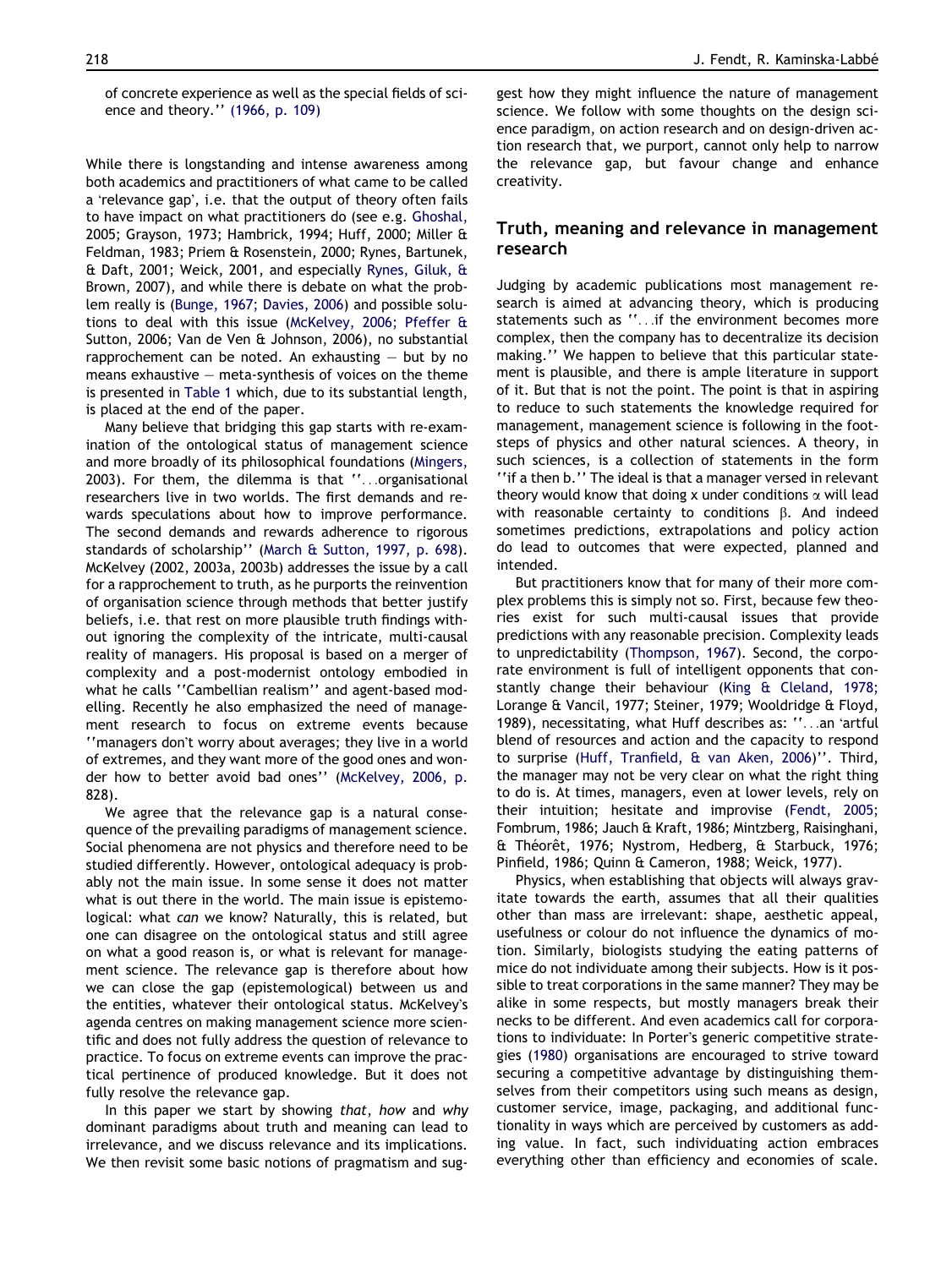of concrete experience as well as the special fields of science and theory.'' (1966, p. 109)

While there is longstanding and intense awareness among both academics and practitioners of what came to be called a 'relevance gap', i.e. that the output of theory often fails to have impact on what practitioners do (see e.g. Ghoshal, 2005; Grayson, 1973; Hambrick, 1994; Huff, 2000; Miller & Feldman, 1983; Priem & Rosenstein, 2000; Rynes, Bartunek, & Daft, 2001; Weick, 2001, and especially Rynes, Giluk, & Brown, 2007), and while there is debate on what the problem really is (Bunge, 1967; Davies, 2006) and possible solutions to deal with this issue (McKelvey, 2006; Pfeffer & Sutton, 2006; Van de Ven & Johnson, 2006), no substantial rapprochement can be noted. An exhausting — but by no means exhaustive — meta-synthesis of voices on the theme is presented in Table 1 which, due to its substantial length, is placed at the end of the paper.

Many believe that bridging this gap starts with re-examination of the ontological status of management science and more broadly of its philosophical foundations (Mingers, 2003). For them, the dilemma is that ''...organisational researchers live in two worlds. The first demands and rewards speculations about how to improve performance. The second demands and rewards adherence to rigorous standards of scholarship'' (March & Sutton, 1997, p. 698). McKelvey (2002, 2003a, 2003b) addresses the issue by a call for a rapprochement to truth, as he purports the reinvention of organisation science through methods that better justify beliefs, i.e. that rest on more plausible truth findings without ignoring the complexity of the intricate, multi-causal reality of managers. His proposal is based on a merger of complexity and a post-modernist ontology embodied in what he calls ''Cambellian realism'' and agent-based modelling. Recently he also emphasized the need of management research to focus on extreme events because ''managers don't worry about averages; they live in a world of extremes, and they want more of the good ones and wonder how to better avoid bad ones'' (McKelvey, 2006, p. 828).

We agree that the relevance gap is a natural consequence of the prevailing paradigms of management science. Social phenomena are not physics and therefore need to be studied differently. However, ontological adequacy is probably not the main issue. In some sense it does not matter what is out there in the world. The main issue is epistemological: what *can* we know? Naturally, this is related, but one can disagree on the ontological status and still agree on what a good reason is, or what is relevant for management science. The relevance gap is therefore about how we can close the gap (epistemological) between us and the entities, whatever their ontological status. McKelvey's agenda centres on making management science more scientific and does not fully address the question of relevance to practice. To focus on extreme events can improve the practical pertinence of produced knowledge. But it does not fully resolve the relevance gap.

In this paper we start by showing *that*, *how* and *why* dominant paradigms about truth and meaning can lead to irrelevance, and we discuss relevance and its implications. We then revisit some basic notions of pragmatism and suggest how they might influence the nature of management science. We follow with some thoughts on the design science paradigm, on action research and on design-driven action research that, we purport, cannot only help to narrow the relevance gap, but favour change and enhance creativity.

## Truth, meaning and relevance in management research

Judging by academic publications most management research is aimed at advancing theory, which is producing statements such as ''...if the environment becomes more complex, then the company has to decentralize its decision making.'' We happen to believe that this particular statement is plausible, and there is ample literature in support of it. But that is not the point. The point is that in aspiring to reduce to such statements the knowledge required for management, management science is following in the footsteps of physics and other natural sciences. A theory, in such sciences, is a collection of statements in the form ''if a then b.'' The ideal is that a manager versed in relevant theory would know that doing x under conditions $\alpha$ will lead with reasonable certainty to conditions $\beta$. And indeed sometimes predictions, extrapolations and policy action do lead to outcomes that were expected, planned and intended.

But practitioners know that for many of their more complex problems this is simply not so. First, because few theories exist for such multi-causal issues that provide predictions with any reasonable precision. Complexity leads to unpredictability (Thompson, 1967). Second, the corporate environment is full of intelligent opponents that constantly change their behaviour (King & Cleland, 1978; Lorange & Vancil, 1977; Steiner, 1979; Wooldridge & Floyd, 1989), necessitating, what Huff describes as: ''...an 'artful blend of resources and action and the capacity to respond to surprise (Huff, Tranfield, & van Aken, 2006)''. Third, the manager may not be very clear on what the right thing to do is. At times, managers, even at lower levels, rely on their intuition; hesitate and improvise (Fendt, 2005; Fombrum, 1986; Jauch & Kraft, 1986; Mintzberg, Raisinghani, & Théorêt, 1976; Nystrom, Hedberg, & Starbuck, 1976; Pinfield, 1986; Quinn & Cameron, 1988; Weick, 1977).

Physics, when establishing that objects will always gravitate towards the earth, assumes that all their qualities other than mass are irrelevant: shape, aesthetic appeal, usefulness or colour do not influence the dynamics of motion. Similarly, biologists studying the eating patterns of mice do not individuate among their subjects. How is it possible to treat corporations in the same manner? They may be alike in some respects, but mostly managers break their necks to be different. And even academics call for corporations to individuate: In Porter's generic competitive strategies (1980) organisations are encouraged to strive toward securing a competitive advantage by distinguishing themselves from their competitors using such means as design, customer service, image, packaging, and additional functionality in ways which are perceived by customers as adding value. In fact, such individuating action embraces everything other than efficiency and economies of scale.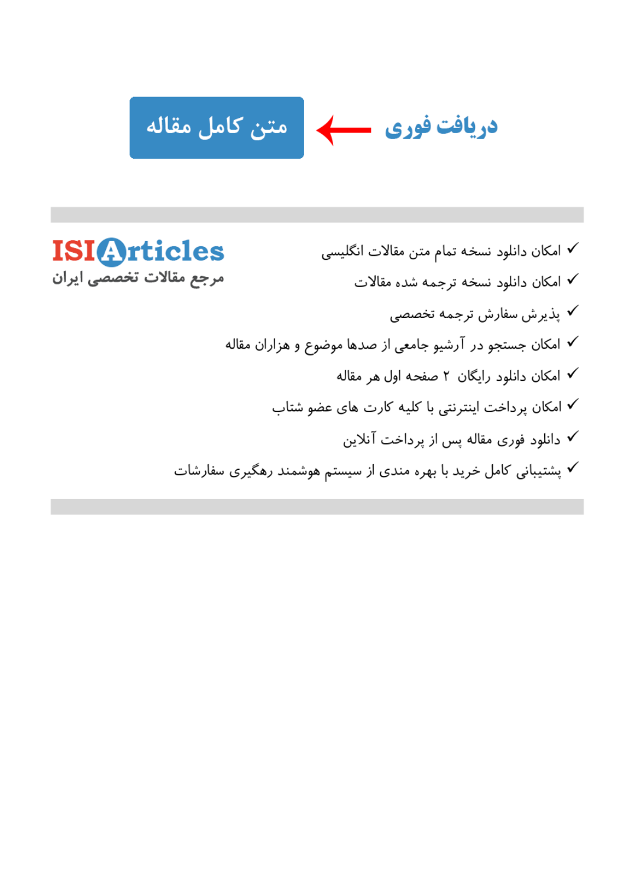دریافت فوری ← **متن کامل مقاله**

**ISIArticles**

مرجع مقالات تخصصی ایران

- ✓ امکان دانلود نسخه تمام متن مقالات انگلیسی
- ✓ امکان دانلود نسخه ترجمه شده مقالات
- ✓ پذیرش سفارش ترجمه تخصصی
- ✓ امکان جستجو در آرشیو جامعی از صدها موضوع و هزاران مقاله
- ✓ امکان دانلود رایگان ۲ صفحه اول هر مقاله
- ✓ امکان پرداخت اینترنتی با کلیه کارت های عضو شتاب
- ✓ دانلود فوری مقاله پس از پرداخت آنلاین
- ✓ پشتیبانی کامل خرید با بهره مندی از سیستم هوشمند رهگیری سفارشات